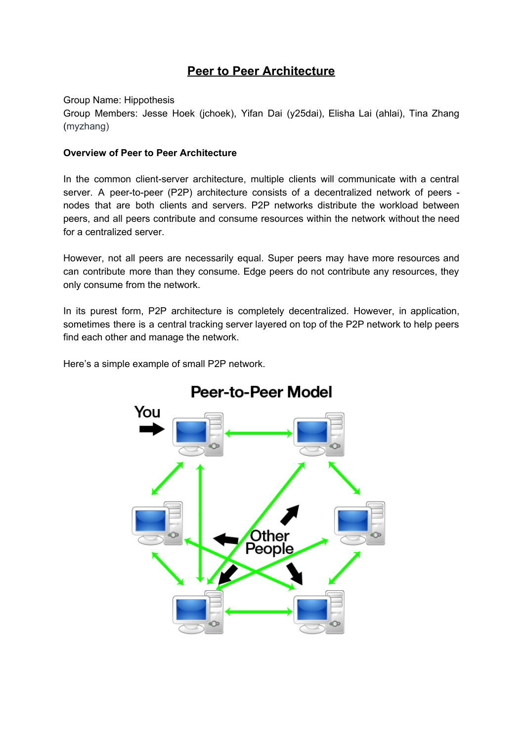# Peer to Peer Architecture

Group Name: Hippothesis
Group Members: Jesse Hoek (jchoek), Yifan Dai (y25dai), Elisha Lai (ahlai), Tina Zhang (myzhang)

**Overview of Peer to Peer Architecture**

In the common client-server architecture, multiple clients will communicate with a central server. A peer-to-peer (P2P) architecture consists of a decentralized network of peers - nodes that are both clients and servers. P2P networks distribute the workload between peers, and all peers contribute and consume resources within the network without the need for a centralized server.

However, not all peers are necessarily equal. Super peers may have more resources and can contribute more than they consume. Edge peers do not contribute any resources, they only consume from the network.

In its purest form, P2P architecture is completely decentralized. However, in application, sometimes there is a central tracking server layered on top of the P2P network to help peers find each other and manage the network.

Here's a simple example of small P2P network.

Peer-to-Peer Model

You

Other People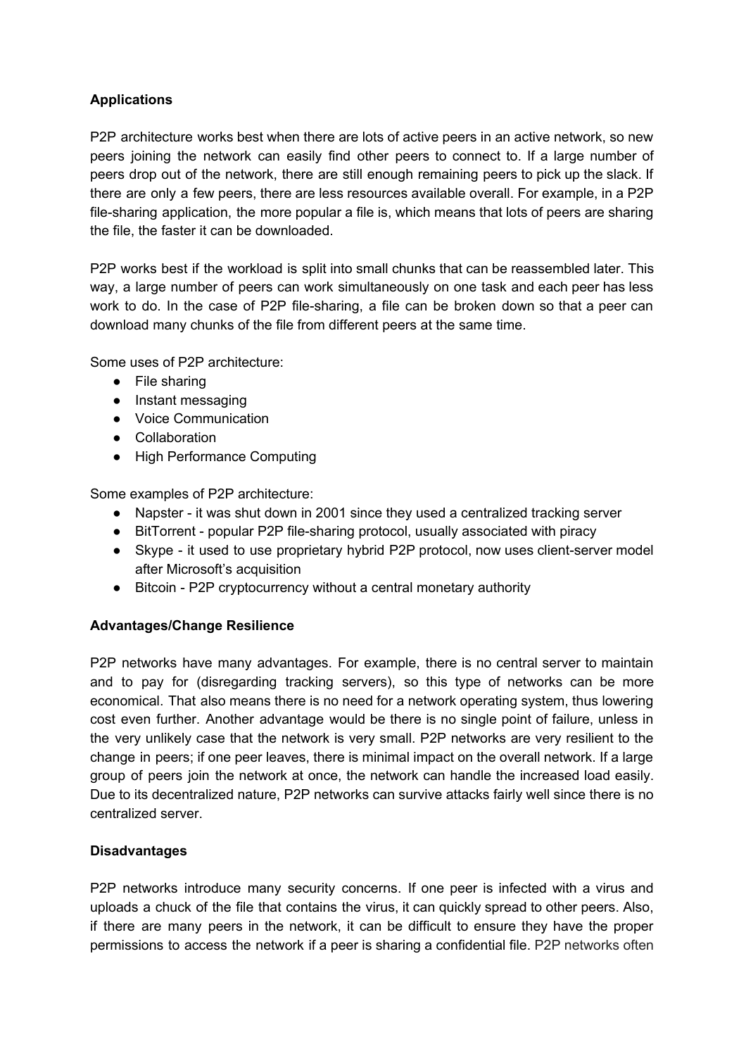**Applications**

P2P architecture works best when there are lots of active peers in an active network, so new peers joining the network can easily find other peers to connect to. If a large number of peers drop out of the network, there are still enough remaining peers to pick up the slack. If there are only a few peers, there are less resources available overall. For example, in a P2P file-sharing application, the more popular a file is, which means that lots of peers are sharing the file, the faster it can be downloaded.

P2P works best if the workload is split into small chunks that can be reassembled later. This way, a large number of peers can work simultaneously on one task and each peer has less work to do. In the case of P2P file-sharing, a file can be broken down so that a peer can download many chunks of the file from different peers at the same time.

Some uses of P2P architecture:

- File sharing
- Instant messaging
- Voice Communication
- Collaboration
- High Performance Computing

Some examples of P2P architecture:

- Napster - it was shut down in 2001 since they used a centralized tracking server
- BitTorrent - popular P2P file-sharing protocol, usually associated with piracy
- Skype - it used to use proprietary hybrid P2P protocol, now uses client-server model after Microsoft's acquisition
- Bitcoin - P2P cryptocurrency without a central monetary authority

**Advantages/Change Resilience**

P2P networks have many advantages. For example, there is no central server to maintain and to pay for (disregarding tracking servers), so this type of networks can be more economical. That also means there is no need for a network operating system, thus lowering cost even further. Another advantage would be there is no single point of failure, unless in the very unlikely case that the network is very small. P2P networks are very resilient to the change in peers; if one peer leaves, there is minimal impact on the overall network. If a large group of peers join the network at once, the network can handle the increased load easily. Due to its decentralized nature, P2P networks can survive attacks fairly well since there is no centralized server.

**Disadvantages**

P2P networks introduce many security concerns. If one peer is infected with a virus and uploads a chuck of the file that contains the virus, it can quickly spread to other peers. Also, if there are many peers in the network, it can be difficult to ensure they have the proper permissions to access the network if a peer is sharing a confidential file. P2P networks often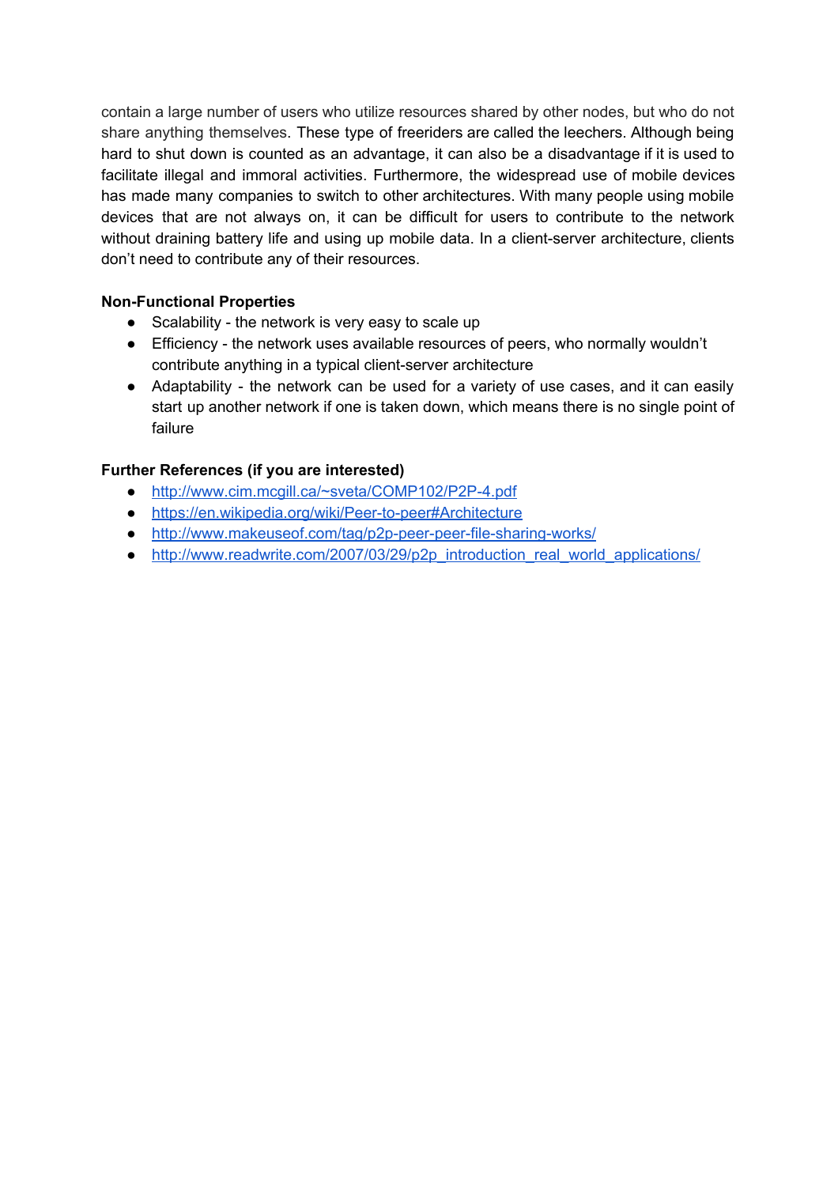contain a large number of users who utilize resources shared by other nodes, but who do not share anything themselves. These type of freeriders are called the leechers. Although being hard to shut down is counted as an advantage, it can also be a disadvantage if it is used to facilitate illegal and immoral activities. Furthermore, the widespread use of mobile devices has made many companies to switch to other architectures. With many people using mobile devices that are not always on, it can be difficult for users to contribute to the network without draining battery life and using up mobile data. In a client-server architecture, clients don't need to contribute any of their resources.

**Non-Functional Properties**

- Scalability - the network is very easy to scale up
- Efficiency - the network uses available resources of peers, who normally wouldn't contribute anything in a typical client-server architecture
- Adaptability - the network can be used for a variety of use cases, and it can easily start up another network if one is taken down, which means there is no single point of failure

**Further References (if you are interested)**

- [http://www.cim.mcgill.ca/~sveta/COMP102/P2P-4.pdf](http://www.cim.mcgill.ca/~sveta/COMP102/P2P-4.pdf)
- [https://en.wikipedia.org/wiki/Peer-to-peer#Architecture](https://en.wikipedia.org/wiki/Peer-to-peer#Architecture)
- [http://www.makeuseof.com/tag/p2p-peer-peer-file-sharing-works/](http://www.makeuseof.com/tag/p2p-peer-peer-file-sharing-works/)
- [http://www.readwrite.com/2007/03/29/p2p_introduction_real_world_applications/](http://www.readwrite.com/2007/03/29/p2p_introduction_real_world_applications/)